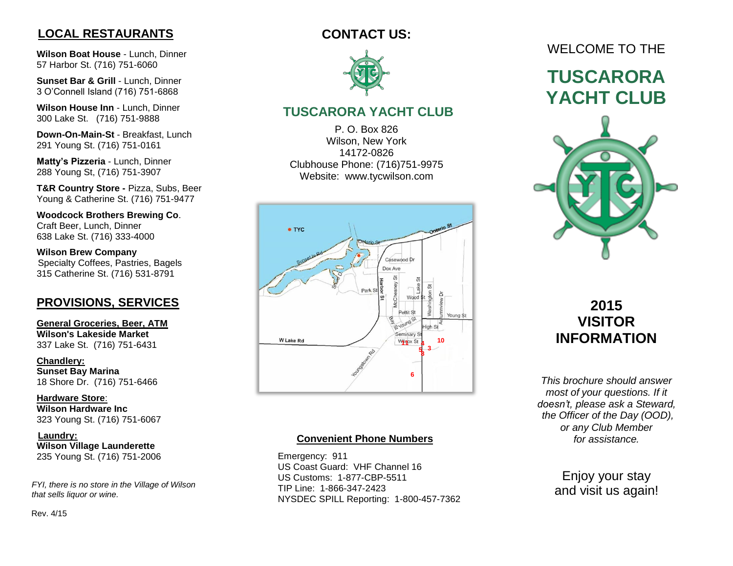## LOCAL RESTAURANTS

**Wilson Boat House** - Lunch, Dinner
57 Harbor St. (716) 751-6060

**Sunset Bar & Grill** - Lunch, Dinner
3 O'Connell Island (716) 751-6868

**Wilson House Inn** - Lunch, Dinner
300 Lake St. (716) 751-9888

**Down-On-Main-St** - Breakfast, Lunch
291 Young St. (716) 751-0161

**Matty's Pizzeria** - Lunch, Dinner
288 Young St, (716) 751-3907

**T&R Country Store -** Pizza, Subs, Beer
Young & Catherine St. (716) 751-9477

**Woodcock Brothers Brewing Co**.
Craft Beer, Lunch, Dinner
638 Lake St. (716) 333-4000

**Wilson Brew Company**
Specialty Coffees, Pastries, Bagels
315 Catherine St. (716) 531-8791

## PROVISIONS, SERVICES

**General Groceries, Beer, ATM**
**Wilson's Lakeside Market**
337 Lake St. (716) 751-6431

**Chandlery:**
**Sunset Bay Marina**
18 Shore Dr. (716) 751-6466

**Hardware Store**:
**Wilson Hardware Inc**
323 Young St. (716) 751-6067

**Laundry:**
**Wilson Village Launderette**
235 Young St. (716) 751-2006

*FYI, there is no store in the Village of Wilson that sells liquor or wine.*

Rev. 4/15

## CONTACT US:

### TUSCARORA YACHT CLUB

P. O. Box 826
Wilson, New York
14172-0826
Clubhouse Phone: (716)751-9975
Website: www.tycwilson.com

### Convenient Phone Numbers

Emergency: 911
US Coast Guard: VHF Channel 16
US Customs: 1-877-CBP-5511
TIP Line: 1-866-347-2423
NYSDEC SPILL Reporting: 1-800-457-7362

WELCOME TO THE

# TUSCARORA YACHT CLUB

## 2015 VISITOR INFORMATION

*This brochure should answer most of your questions. If it doesn't, please ask a Steward, the Officer of the Day (OOD), or any Club Member for assistance.*

Enjoy your stay and visit us again!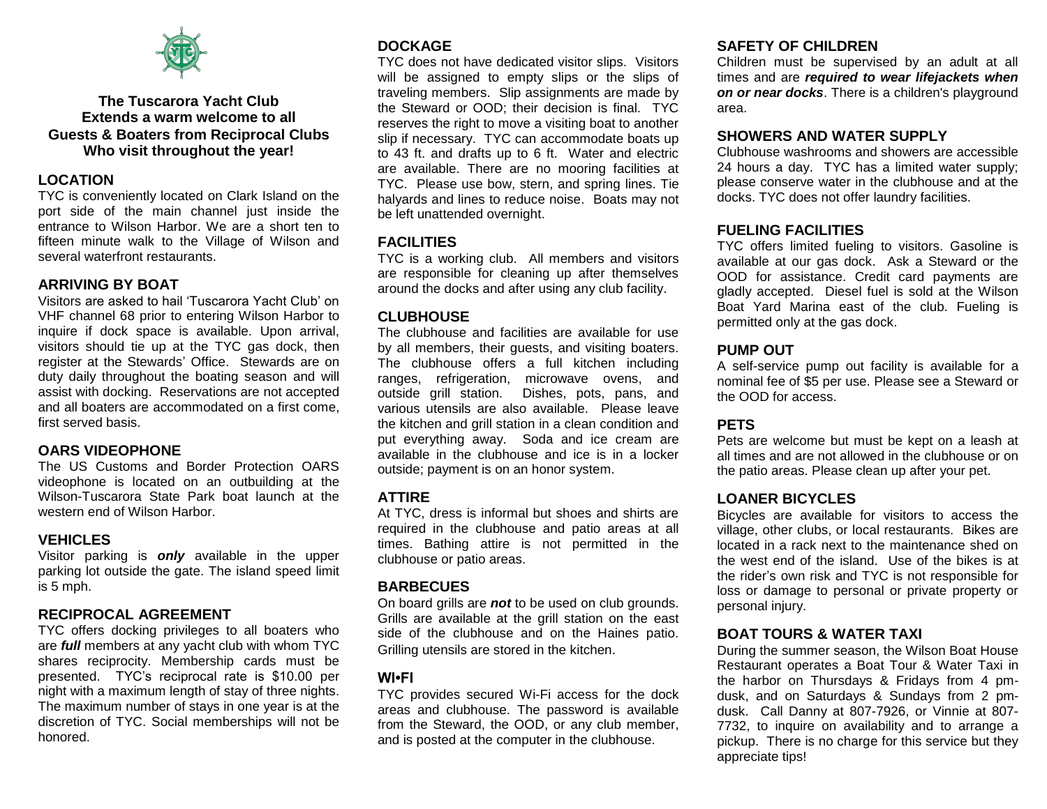**The Tuscarora Yacht Club**
**Extends a warm welcome to all**
**Guests & Boaters from Reciprocal Clubs**
**Who visit throughout the year!**

## LOCATION

TYC is conveniently located on Clark Island on the port side of the main channel just inside the entrance to Wilson Harbor. We are a short ten to fifteen minute walk to the Village of Wilson and several waterfront restaurants.

## ARRIVING BY BOAT

Visitors are asked to hail 'Tuscarora Yacht Club' on VHF channel 68 prior to entering Wilson Harbor to inquire if dock space is available. Upon arrival, visitors should tie up at the TYC gas dock, then register at the Stewards' Office. Stewards are on duty daily throughout the boating season and will assist with docking. Reservations are not accepted and all boaters are accommodated on a first come, first served basis.

## OARS VIDEOPHONE

The US Customs and Border Protection OARS videophone is located on an outbuilding at the Wilson-Tuscarora State Park boat launch at the western end of Wilson Harbor.

## VEHICLES

Visitor parking is ***only*** available in the upper parking lot outside the gate. The island speed limit is 5 mph.

## RECIPROCAL AGREEMENT

TYC offers docking privileges to all boaters who are ***full*** members at any yacht club with whom TYC shares reciprocity. Membership cards must be presented. TYC's reciprocal rate is $10.00 per night with a maximum length of stay of three nights. The maximum number of stays in one year is at the discretion of TYC. Social memberships will not be honored.

## DOCKAGE

TYC does not have dedicated visitor slips. Visitors will be assigned to empty slips or the slips of traveling members. Slip assignments are made by the Steward or OOD; their decision is final. TYC reserves the right to move a visiting boat to another slip if necessary. TYC can accommodate boats up to 43 ft. and drafts up to 6 ft. Water and electric are available. There are no mooring facilities at TYC. Please use bow, stern, and spring lines. Tie halyards and lines to reduce noise. Boats may not be left unattended overnight.

## FACILITIES

TYC is a working club. All members and visitors are responsible for cleaning up after themselves around the docks and after using any club facility.

## CLUBHOUSE

The clubhouse and facilities are available for use by all members, their guests, and visiting boaters. The clubhouse offers a full kitchen including ranges, refrigeration, microwave ovens, and outside grill station. Dishes, pots, pans, and various utensils are also available. Please leave the kitchen and grill station in a clean condition and put everything away. Soda and ice cream are available in the clubhouse and ice is in a locker outside; payment is on an honor system.

## ATTIRE

At TYC, dress is informal but shoes and shirts are required in the clubhouse and patio areas at all times. Bathing attire is not permitted in the clubhouse or patio areas.

## BARBECUES

On board grills are ***not*** to be used on club grounds. Grills are available at the grill station on the east side of the clubhouse and on the Haines patio. Grilling utensils are stored in the kitchen.

## WI•FI

TYC provides secured Wi-Fi access for the dock areas and clubhouse. The password is available from the Steward, the OOD, or any club member, and is posted at the computer in the clubhouse.

## SAFETY OF CHILDREN

Children must be supervised by an adult at all times and are ***required to wear lifejackets when on or near docks***. There is a children's playground area.

## SHOWERS AND WATER SUPPLY

Clubhouse washrooms and showers are accessible 24 hours a day. TYC has a limited water supply; please conserve water in the clubhouse and at the docks. TYC does not offer laundry facilities.

## FUELING FACILITIES

TYC offers limited fueling to visitors. Gasoline is available at our gas dock. Ask a Steward or the OOD for assistance. Credit card payments are gladly accepted. Diesel fuel is sold at the Wilson Boat Yard Marina east of the club. Fueling is permitted only at the gas dock.

## PUMP OUT

A self-service pump out facility is available for a nominal fee of $5 per use. Please see a Steward or the OOD for access.

## PETS

Pets are welcome but must be kept on a leash at all times and are not allowed in the clubhouse or on the patio areas. Please clean up after your pet.

## LOANER BICYCLES

Bicycles are available for visitors to access the village, other clubs, or local restaurants. Bikes are located in a rack next to the maintenance shed on the west end of the island. Use of the bikes is at the rider's own risk and TYC is not responsible for loss or damage to personal or private property or personal injury.

## BOAT TOURS & WATER TAXI

During the summer season, the Wilson Boat House Restaurant operates a Boat Tour & Water Taxi in the harbor on Thursdays & Fridays from 4 pm-dusk, and on Saturdays & Sundays from 2 pm-dusk. Call Danny at 807-7926, or Vinnie at 807-7732, to inquire on availability and to arrange a pickup. There is no charge for this service but they appreciate tips!